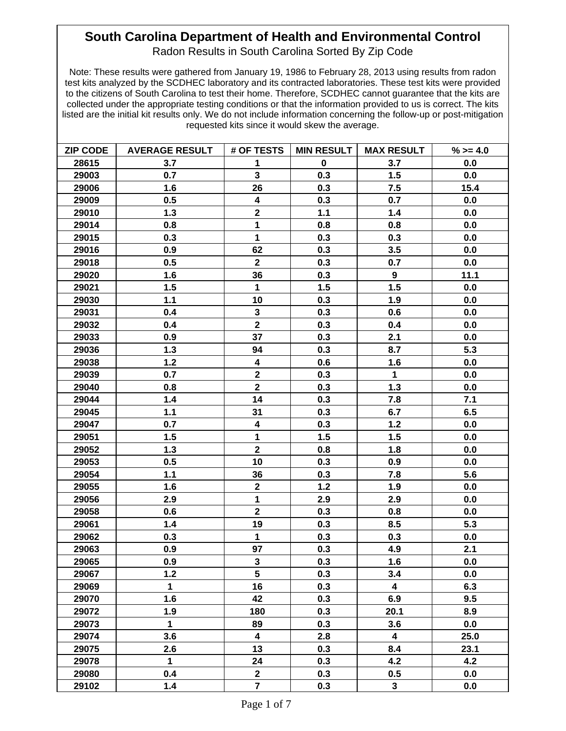# South Carolina Department of Health and Environmental Control

Radon Results in South Carolina Sorted By Zip Code

Note: These results were gathered from January 19, 1986 to February 28, 2013 using results from radon test kits analyzed by the SCDHEC laboratory and its contracted laboratories. These test kits were provided to the citizens of South Carolina to test their home. Therefore, SCDHEC cannot guarantee that the kits are collected under the appropriate testing conditions or that the information provided to us is correct. The kits listed are the initial kit results only. We do not include information concerning the follow-up or post-mitigation requested kits since it would skew the average.

| ZIP CODE | AVERAGE RESULT | # OF TESTS | MIN RESULT | MAX RESULT | % >= 4.0 |
|---|---|---|---|---|---|
| 28615 | 3.7 | 1 | 0 | 3.7 | 0.0 |
| 29003 | 0.7 | 3 | 0.3 | 1.5 | 0.0 |
| 29006 | 1.6 | 26 | 0.3 | 7.5 | 15.4 |
| 29009 | 0.5 | 4 | 0.3 | 0.7 | 0.0 |
| 29010 | 1.3 | 2 | 1.1 | 1.4 | 0.0 |
| 29014 | 0.8 | 1 | 0.8 | 0.8 | 0.0 |
| 29015 | 0.3 | 1 | 0.3 | 0.3 | 0.0 |
| 29016 | 0.9 | 62 | 0.3 | 3.5 | 0.0 |
| 29018 | 0.5 | 2 | 0.3 | 0.7 | 0.0 |
| 29020 | 1.6 | 36 | 0.3 | 9 | 11.1 |
| 29021 | 1.5 | 1 | 1.5 | 1.5 | 0.0 |
| 29030 | 1.1 | 10 | 0.3 | 1.9 | 0.0 |
| 29031 | 0.4 | 3 | 0.3 | 0.6 | 0.0 |
| 29032 | 0.4 | 2 | 0.3 | 0.4 | 0.0 |
| 29033 | 0.9 | 37 | 0.3 | 2.1 | 0.0 |
| 29036 | 1.3 | 94 | 0.3 | 8.7 | 5.3 |
| 29038 | 1.2 | 4 | 0.6 | 1.6 | 0.0 |
| 29039 | 0.7 | 2 | 0.3 | 1 | 0.0 |
| 29040 | 0.8 | 2 | 0.3 | 1.3 | 0.0 |
| 29044 | 1.4 | 14 | 0.3 | 7.8 | 7.1 |
| 29045 | 1.1 | 31 | 0.3 | 6.7 | 6.5 |
| 29047 | 0.7 | 4 | 0.3 | 1.2 | 0.0 |
| 29051 | 1.5 | 1 | 1.5 | 1.5 | 0.0 |
| 29052 | 1.3 | 2 | 0.8 | 1.8 | 0.0 |
| 29053 | 0.5 | 10 | 0.3 | 0.9 | 0.0 |
| 29054 | 1.1 | 36 | 0.3 | 7.8 | 5.6 |
| 29055 | 1.6 | 2 | 1.2 | 1.9 | 0.0 |
| 29056 | 2.9 | 1 | 2.9 | 2.9 | 0.0 |
| 29058 | 0.6 | 2 | 0.3 | 0.8 | 0.0 |
| 29061 | 1.4 | 19 | 0.3 | 8.5 | 5.3 |
| 29062 | 0.3 | 1 | 0.3 | 0.3 | 0.0 |
| 29063 | 0.9 | 97 | 0.3 | 4.9 | 2.1 |
| 29065 | 0.9 | 3 | 0.3 | 1.6 | 0.0 |
| 29067 | 1.2 | 5 | 0.3 | 3.4 | 0.0 |
| 29069 | 1 | 16 | 0.3 | 4 | 6.3 |
| 29070 | 1.6 | 42 | 0.3 | 6.9 | 9.5 |
| 29072 | 1.9 | 180 | 0.3 | 20.1 | 8.9 |
| 29073 | 1 | 89 | 0.3 | 3.6 | 0.0 |
| 29074 | 3.6 | 4 | 2.8 | 4 | 25.0 |
| 29075 | 2.6 | 13 | 0.3 | 8.4 | 23.1 |
| 29078 | 1 | 24 | 0.3 | 4.2 | 4.2 |
| 29080 | 0.4 | 2 | 0.3 | 0.5 | 0.0 |
| 29102 | 1.4 | 7 | 0.3 | 3 | 0.0 |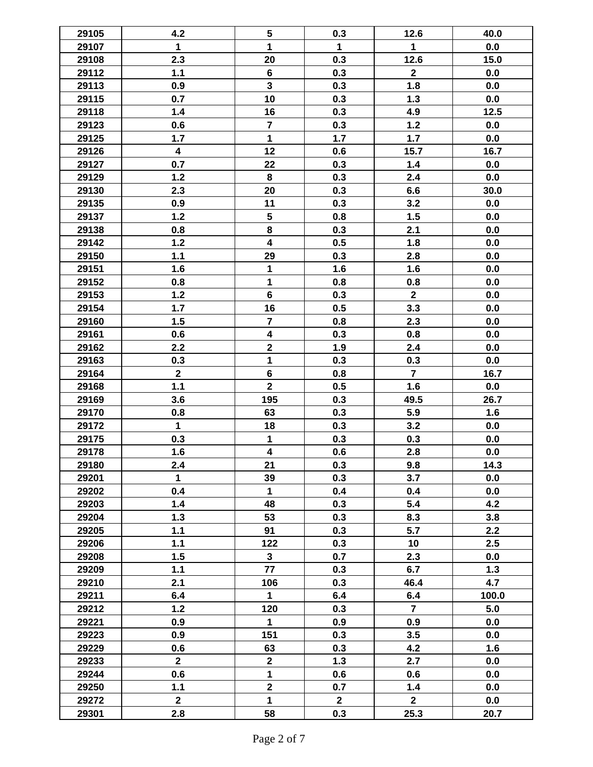| | | | | | |
|---|---|---|---|---|---|
| 29105 | 4.2 | 5 | 0.3 | 12.6 | 40.0 |
| 29107 | 1 | 1 | 1 | 1 | 0.0 |
| 29108 | 2.3 | 20 | 0.3 | 12.6 | 15.0 |
| 29112 | 1.1 | 6 | 0.3 | 2 | 0.0 |
| 29113 | 0.9 | 3 | 0.3 | 1.8 | 0.0 |
| 29115 | 0.7 | 10 | 0.3 | 1.3 | 0.0 |
| 29118 | 1.4 | 16 | 0.3 | 4.9 | 12.5 |
| 29123 | 0.6 | 7 | 0.3 | 1.2 | 0.0 |
| 29125 | 1.7 | 1 | 1.7 | 1.7 | 0.0 |
| 29126 | 4 | 12 | 0.6 | 15.7 | 16.7 |
| 29127 | 0.7 | 22 | 0.3 | 1.4 | 0.0 |
| 29129 | 1.2 | 8 | 0.3 | 2.4 | 0.0 |
| 29130 | 2.3 | 20 | 0.3 | 6.6 | 30.0 |
| 29135 | 0.9 | 11 | 0.3 | 3.2 | 0.0 |
| 29137 | 1.2 | 5 | 0.8 | 1.5 | 0.0 |
| 29138 | 0.8 | 8 | 0.3 | 2.1 | 0.0 |
| 29142 | 1.2 | 4 | 0.5 | 1.8 | 0.0 |
| 29150 | 1.1 | 29 | 0.3 | 2.8 | 0.0 |
| 29151 | 1.6 | 1 | 1.6 | 1.6 | 0.0 |
| 29152 | 0.8 | 1 | 0.8 | 0.8 | 0.0 |
| 29153 | 1.2 | 6 | 0.3 | 2 | 0.0 |
| 29154 | 1.7 | 16 | 0.5 | 3.3 | 0.0 |
| 29160 | 1.5 | 7 | 0.8 | 2.3 | 0.0 |
| 29161 | 0.6 | 4 | 0.3 | 0.8 | 0.0 |
| 29162 | 2.2 | 2 | 1.9 | 2.4 | 0.0 |
| 29163 | 0.3 | 1 | 0.3 | 0.3 | 0.0 |
| 29164 | 2 | 6 | 0.8 | 7 | 16.7 |
| 29168 | 1.1 | 2 | 0.5 | 1.6 | 0.0 |
| 29169 | 3.6 | 195 | 0.3 | 49.5 | 26.7 |
| 29170 | 0.8 | 63 | 0.3 | 5.9 | 1.6 |
| 29172 | 1 | 18 | 0.3 | 3.2 | 0.0 |
| 29175 | 0.3 | 1 | 0.3 | 0.3 | 0.0 |
| 29178 | 1.6 | 4 | 0.6 | 2.8 | 0.0 |
| 29180 | 2.4 | 21 | 0.3 | 9.8 | 14.3 |
| 29201 | 1 | 39 | 0.3 | 3.7 | 0.0 |
| 29202 | 0.4 | 1 | 0.4 | 0.4 | 0.0 |
| 29203 | 1.4 | 48 | 0.3 | 5.4 | 4.2 |
| 29204 | 1.3 | 53 | 0.3 | 8.3 | 3.8 |
| 29205 | 1.1 | 91 | 0.3 | 5.7 | 2.2 |
| 29206 | 1.1 | 122 | 0.3 | 10 | 2.5 |
| 29208 | 1.5 | 3 | 0.7 | 2.3 | 0.0 |
| 29209 | 1.1 | 77 | 0.3 | 6.7 | 1.3 |
| 29210 | 2.1 | 106 | 0.3 | 46.4 | 4.7 |
| 29211 | 6.4 | 1 | 6.4 | 6.4 | 100.0 |
| 29212 | 1.2 | 120 | 0.3 | 7 | 5.0 |
| 29221 | 0.9 | 1 | 0.9 | 0.9 | 0.0 |
| 29223 | 0.9 | 151 | 0.3 | 3.5 | 0.0 |
| 29229 | 0.6 | 63 | 0.3 | 4.2 | 1.6 |
| 29233 | 2 | 2 | 1.3 | 2.7 | 0.0 |
| 29244 | 0.6 | 1 | 0.6 | 0.6 | 0.0 |
| 29250 | 1.1 | 2 | 0.7 | 1.4 | 0.0 |
| 29272 | 2 | 1 | 2 | 2 | 0.0 |
| 29301 | 2.8 | 58 | 0.3 | 25.3 | 20.7 |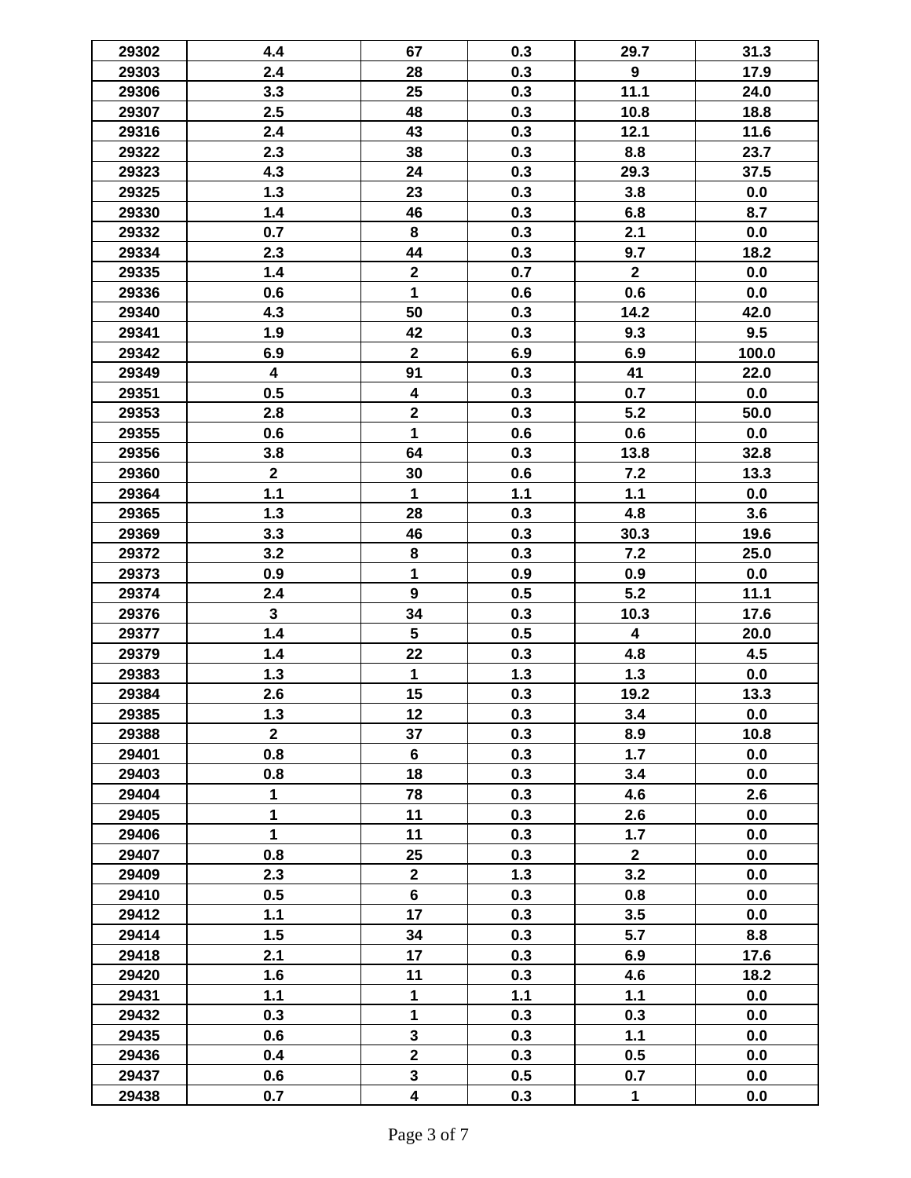| | | | | | |
|---|---|---|---|---|---|
| 29302 | 4.4 | 67 | 0.3 | 29.7 | 31.3 |
| 29303 | 2.4 | 28 | 0.3 | 9 | 17.9 |
| 29306 | 3.3 | 25 | 0.3 | 11.1 | 24.0 |
| 29307 | 2.5 | 48 | 0.3 | 10.8 | 18.8 |
| 29316 | 2.4 | 43 | 0.3 | 12.1 | 11.6 |
| 29322 | 2.3 | 38 | 0.3 | 8.8 | 23.7 |
| 29323 | 4.3 | 24 | 0.3 | 29.3 | 37.5 |
| 29325 | 1.3 | 23 | 0.3 | 3.8 | 0.0 |
| 29330 | 1.4 | 46 | 0.3 | 6.8 | 8.7 |
| 29332 | 0.7 | 8 | 0.3 | 2.1 | 0.0 |
| 29334 | 2.3 | 44 | 0.3 | 9.7 | 18.2 |
| 29335 | 1.4 | 2 | 0.7 | 2 | 0.0 |
| 29336 | 0.6 | 1 | 0.6 | 0.6 | 0.0 |
| 29340 | 4.3 | 50 | 0.3 | 14.2 | 42.0 |
| 29341 | 1.9 | 42 | 0.3 | 9.3 | 9.5 |
| 29342 | 6.9 | 2 | 6.9 | 6.9 | 100.0 |
| 29349 | 4 | 91 | 0.3 | 41 | 22.0 |
| 29351 | 0.5 | 4 | 0.3 | 0.7 | 0.0 |
| 29353 | 2.8 | 2 | 0.3 | 5.2 | 50.0 |
| 29355 | 0.6 | 1 | 0.6 | 0.6 | 0.0 |
| 29356 | 3.8 | 64 | 0.3 | 13.8 | 32.8 |
| 29360 | 2 | 30 | 0.6 | 7.2 | 13.3 |
| 29364 | 1.1 | 1 | 1.1 | 1.1 | 0.0 |
| 29365 | 1.3 | 28 | 0.3 | 4.8 | 3.6 |
| 29369 | 3.3 | 46 | 0.3 | 30.3 | 19.6 |
| 29372 | 3.2 | 8 | 0.3 | 7.2 | 25.0 |
| 29373 | 0.9 | 1 | 0.9 | 0.9 | 0.0 |
| 29374 | 2.4 | 9 | 0.5 | 5.2 | 11.1 |
| 29376 | 3 | 34 | 0.3 | 10.3 | 17.6 |
| 29377 | 1.4 | 5 | 0.5 | 4 | 20.0 |
| 29379 | 1.4 | 22 | 0.3 | 4.8 | 4.5 |
| 29383 | 1.3 | 1 | 1.3 | 1.3 | 0.0 |
| 29384 | 2.6 | 15 | 0.3 | 19.2 | 13.3 |
| 29385 | 1.3 | 12 | 0.3 | 3.4 | 0.0 |
| 29388 | 2 | 37 | 0.3 | 8.9 | 10.8 |
| 29401 | 0.8 | 6 | 0.3 | 1.7 | 0.0 |
| 29403 | 0.8 | 18 | 0.3 | 3.4 | 0.0 |
| 29404 | 1 | 78 | 0.3 | 4.6 | 2.6 |
| 29405 | 1 | 11 | 0.3 | 2.6 | 0.0 |
| 29406 | 1 | 11 | 0.3 | 1.7 | 0.0 |
| 29407 | 0.8 | 25 | 0.3 | 2 | 0.0 |
| 29409 | 2.3 | 2 | 1.3 | 3.2 | 0.0 |
| 29410 | 0.5 | 6 | 0.3 | 0.8 | 0.0 |
| 29412 | 1.1 | 17 | 0.3 | 3.5 | 0.0 |
| 29414 | 1.5 | 34 | 0.3 | 5.7 | 8.8 |
| 29418 | 2.1 | 17 | 0.3 | 6.9 | 17.6 |
| 29420 | 1.6 | 11 | 0.3 | 4.6 | 18.2 |
| 29431 | 1.1 | 1 | 1.1 | 1.1 | 0.0 |
| 29432 | 0.3 | 1 | 0.3 | 0.3 | 0.0 |
| 29435 | 0.6 | 3 | 0.3 | 1.1 | 0.0 |
| 29436 | 0.4 | 2 | 0.3 | 0.5 | 0.0 |
| 29437 | 0.6 | 3 | 0.5 | 0.7 | 0.0 |
| 29438 | 0.7 | 4 | 0.3 | 1 | 0.0 |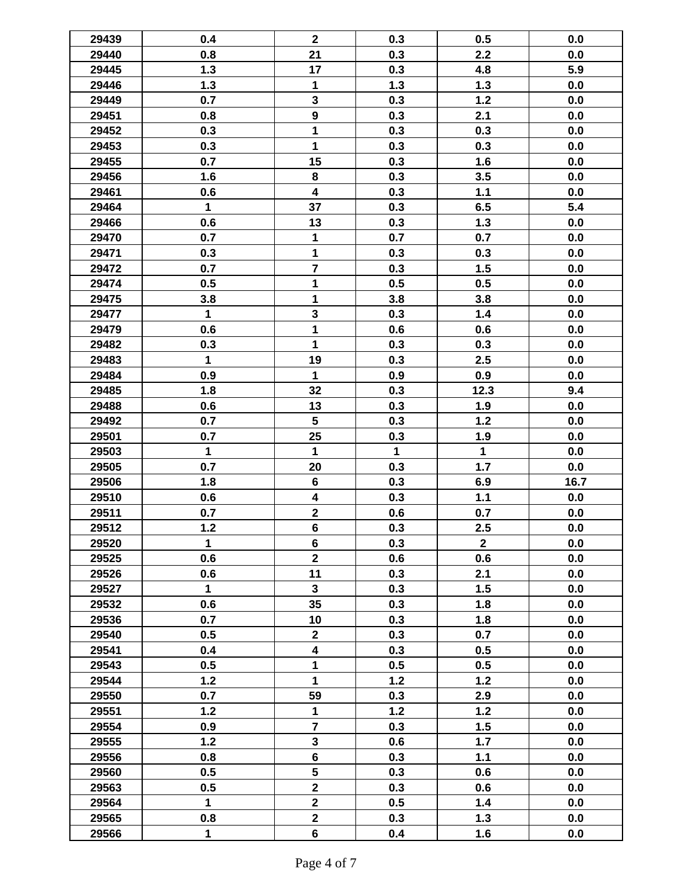| | | | | | |
|---|---|---|---|---|---|
| 29439 | 0.4 | 2 | 0.3 | 0.5 | 0.0 |
| 29440 | 0.8 | 21 | 0.3 | 2.2 | 0.0 |
| 29445 | 1.3 | 17 | 0.3 | 4.8 | 5.9 |
| 29446 | 1.3 | 1 | 1.3 | 1.3 | 0.0 |
| 29449 | 0.7 | 3 | 0.3 | 1.2 | 0.0 |
| 29451 | 0.8 | 9 | 0.3 | 2.1 | 0.0 |
| 29452 | 0.3 | 1 | 0.3 | 0.3 | 0.0 |
| 29453 | 0.3 | 1 | 0.3 | 0.3 | 0.0 |
| 29455 | 0.7 | 15 | 0.3 | 1.6 | 0.0 |
| 29456 | 1.6 | 8 | 0.3 | 3.5 | 0.0 |
| 29461 | 0.6 | 4 | 0.3 | 1.1 | 0.0 |
| 29464 | 1 | 37 | 0.3 | 6.5 | 5.4 |
| 29466 | 0.6 | 13 | 0.3 | 1.3 | 0.0 |
| 29470 | 0.7 | 1 | 0.7 | 0.7 | 0.0 |
| 29471 | 0.3 | 1 | 0.3 | 0.3 | 0.0 |
| 29472 | 0.7 | 7 | 0.3 | 1.5 | 0.0 |
| 29474 | 0.5 | 1 | 0.5 | 0.5 | 0.0 |
| 29475 | 3.8 | 1 | 3.8 | 3.8 | 0.0 |
| 29477 | 1 | 3 | 0.3 | 1.4 | 0.0 |
| 29479 | 0.6 | 1 | 0.6 | 0.6 | 0.0 |
| 29482 | 0.3 | 1 | 0.3 | 0.3 | 0.0 |
| 29483 | 1 | 19 | 0.3 | 2.5 | 0.0 |
| 29484 | 0.9 | 1 | 0.9 | 0.9 | 0.0 |
| 29485 | 1.8 | 32 | 0.3 | 12.3 | 9.4 |
| 29488 | 0.6 | 13 | 0.3 | 1.9 | 0.0 |
| 29492 | 0.7 | 5 | 0.3 | 1.2 | 0.0 |
| 29501 | 0.7 | 25 | 0.3 | 1.9 | 0.0 |
| 29503 | 1 | 1 | 1 | 1 | 0.0 |
| 29505 | 0.7 | 20 | 0.3 | 1.7 | 0.0 |
| 29506 | 1.8 | 6 | 0.3 | 6.9 | 16.7 |
| 29510 | 0.6 | 4 | 0.3 | 1.1 | 0.0 |
| 29511 | 0.7 | 2 | 0.6 | 0.7 | 0.0 |
| 29512 | 1.2 | 6 | 0.3 | 2.5 | 0.0 |
| 29520 | 1 | 6 | 0.3 | 2 | 0.0 |
| 29525 | 0.6 | 2 | 0.6 | 0.6 | 0.0 |
| 29526 | 0.6 | 11 | 0.3 | 2.1 | 0.0 |
| 29527 | 1 | 3 | 0.3 | 1.5 | 0.0 |
| 29532 | 0.6 | 35 | 0.3 | 1.8 | 0.0 |
| 29536 | 0.7 | 10 | 0.3 | 1.8 | 0.0 |
| 29540 | 0.5 | 2 | 0.3 | 0.7 | 0.0 |
| 29541 | 0.4 | 4 | 0.3 | 0.5 | 0.0 |
| 29543 | 0.5 | 1 | 0.5 | 0.5 | 0.0 |
| 29544 | 1.2 | 1 | 1.2 | 1.2 | 0.0 |
| 29550 | 0.7 | 59 | 0.3 | 2.9 | 0.0 |
| 29551 | 1.2 | 1 | 1.2 | 1.2 | 0.0 |
| 29554 | 0.9 | 7 | 0.3 | 1.5 | 0.0 |
| 29555 | 1.2 | 3 | 0.6 | 1.7 | 0.0 |
| 29556 | 0.8 | 6 | 0.3 | 1.1 | 0.0 |
| 29560 | 0.5 | 5 | 0.3 | 0.6 | 0.0 |
| 29563 | 0.5 | 2 | 0.3 | 0.6 | 0.0 |
| 29564 | 1 | 2 | 0.5 | 1.4 | 0.0 |
| 29565 | 0.8 | 2 | 0.3 | 1.3 | 0.0 |
| 29566 | 1 | 6 | 0.4 | 1.6 | 0.0 |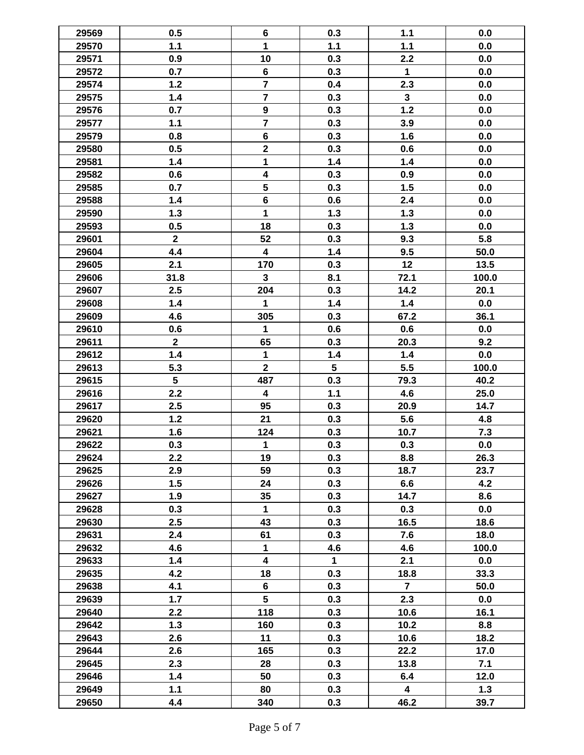| | | | | | |
|---|---|---|---|---|---|
| 29569 | 0.5 | 6 | 0.3 | 1.1 | 0.0 |
| 29570 | 1.1 | 1 | 1.1 | 1.1 | 0.0 |
| 29571 | 0.9 | 10 | 0.3 | 2.2 | 0.0 |
| 29572 | 0.7 | 6 | 0.3 | 1 | 0.0 |
| 29574 | 1.2 | 7 | 0.4 | 2.3 | 0.0 |
| 29575 | 1.4 | 7 | 0.3 | 3 | 0.0 |
| 29576 | 0.7 | 9 | 0.3 | 1.2 | 0.0 |
| 29577 | 1.1 | 7 | 0.3 | 3.9 | 0.0 |
| 29579 | 0.8 | 6 | 0.3 | 1.6 | 0.0 |
| 29580 | 0.5 | 2 | 0.3 | 0.6 | 0.0 |
| 29581 | 1.4 | 1 | 1.4 | 1.4 | 0.0 |
| 29582 | 0.6 | 4 | 0.3 | 0.9 | 0.0 |
| 29585 | 0.7 | 5 | 0.3 | 1.5 | 0.0 |
| 29588 | 1.4 | 6 | 0.6 | 2.4 | 0.0 |
| 29590 | 1.3 | 1 | 1.3 | 1.3 | 0.0 |
| 29593 | 0.5 | 18 | 0.3 | 1.3 | 0.0 |
| 29601 | 2 | 52 | 0.3 | 9.3 | 5.8 |
| 29604 | 4.4 | 4 | 1.4 | 9.5 | 50.0 |
| 29605 | 2.1 | 170 | 0.3 | 12 | 13.5 |
| 29606 | 31.8 | 3 | 8.1 | 72.1 | 100.0 |
| 29607 | 2.5 | 204 | 0.3 | 14.2 | 20.1 |
| 29608 | 1.4 | 1 | 1.4 | 1.4 | 0.0 |
| 29609 | 4.6 | 305 | 0.3 | 67.2 | 36.1 |
| 29610 | 0.6 | 1 | 0.6 | 0.6 | 0.0 |
| 29611 | 2 | 65 | 0.3 | 20.3 | 9.2 |
| 29612 | 1.4 | 1 | 1.4 | 1.4 | 0.0 |
| 29613 | 5.3 | 2 | 5 | 5.5 | 100.0 |
| 29615 | 5 | 487 | 0.3 | 79.3 | 40.2 |
| 29616 | 2.2 | 4 | 1.1 | 4.6 | 25.0 |
| 29617 | 2.5 | 95 | 0.3 | 20.9 | 14.7 |
| 29620 | 1.2 | 21 | 0.3 | 5.6 | 4.8 |
| 29621 | 1.6 | 124 | 0.3 | 10.7 | 7.3 |
| 29622 | 0.3 | 1 | 0.3 | 0.3 | 0.0 |
| 29624 | 2.2 | 19 | 0.3 | 8.8 | 26.3 |
| 29625 | 2.9 | 59 | 0.3 | 18.7 | 23.7 |
| 29626 | 1.5 | 24 | 0.3 | 6.6 | 4.2 |
| 29627 | 1.9 | 35 | 0.3 | 14.7 | 8.6 |
| 29628 | 0.3 | 1 | 0.3 | 0.3 | 0.0 |
| 29630 | 2.5 | 43 | 0.3 | 16.5 | 18.6 |
| 29631 | 2.4 | 61 | 0.3 | 7.6 | 18.0 |
| 29632 | 4.6 | 1 | 4.6 | 4.6 | 100.0 |
| 29633 | 1.4 | 4 | 1 | 2.1 | 0.0 |
| 29635 | 4.2 | 18 | 0.3 | 18.8 | 33.3 |
| 29638 | 4.1 | 6 | 0.3 | 7 | 50.0 |
| 29639 | 1.7 | 5 | 0.3 | 2.3 | 0.0 |
| 29640 | 2.2 | 118 | 0.3 | 10.6 | 16.1 |
| 29642 | 1.3 | 160 | 0.3 | 10.2 | 8.8 |
| 29643 | 2.6 | 11 | 0.3 | 10.6 | 18.2 |
| 29644 | 2.6 | 165 | 0.3 | 22.2 | 17.0 |
| 29645 | 2.3 | 28 | 0.3 | 13.8 | 7.1 |
| 29646 | 1.4 | 50 | 0.3 | 6.4 | 12.0 |
| 29649 | 1.1 | 80 | 0.3 | 4 | 1.3 |
| 29650 | 4.4 | 340 | 0.3 | 46.2 | 39.7 |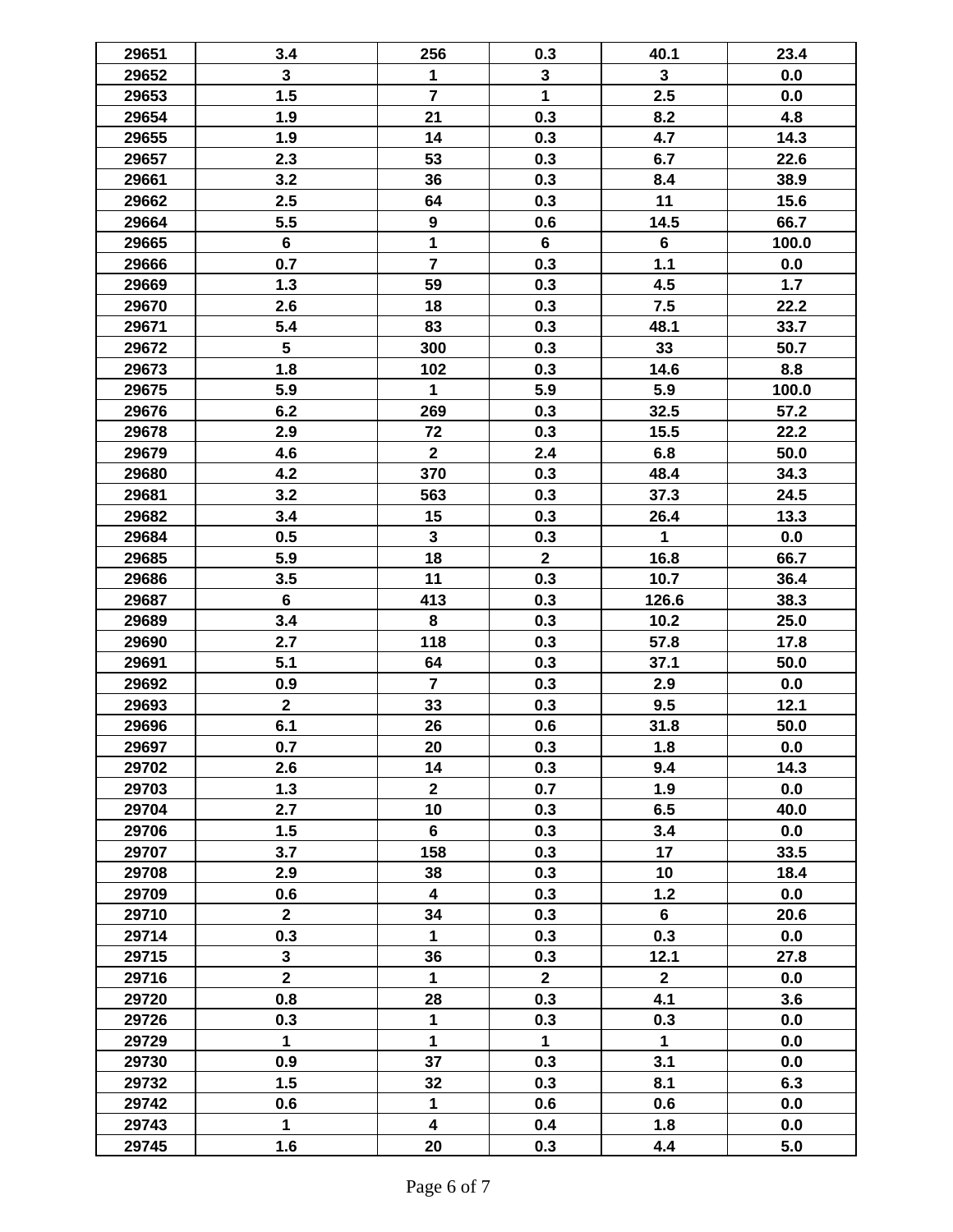| 29651 | 3.4 | 256 | 0.3 | 40.1 | 23.4 |
|---|---|---|---|---|---|
| 29652 | 3 | 1 | 3 | 3 | 0.0 |
| 29653 | 1.5 | 7 | 1 | 2.5 | 0.0 |
| 29654 | 1.9 | 21 | 0.3 | 8.2 | 4.8 |
| 29655 | 1.9 | 14 | 0.3 | 4.7 | 14.3 |
| 29657 | 2.3 | 53 | 0.3 | 6.7 | 22.6 |
| 29661 | 3.2 | 36 | 0.3 | 8.4 | 38.9 |
| 29662 | 2.5 | 64 | 0.3 | 11 | 15.6 |
| 29664 | 5.5 | 9 | 0.6 | 14.5 | 66.7 |
| 29665 | 6 | 1 | 6 | 6 | 100.0 |
| 29666 | 0.7 | 7 | 0.3 | 1.1 | 0.0 |
| 29669 | 1.3 | 59 | 0.3 | 4.5 | 1.7 |
| 29670 | 2.6 | 18 | 0.3 | 7.5 | 22.2 |
| 29671 | 5.4 | 83 | 0.3 | 48.1 | 33.7 |
| 29672 | 5 | 300 | 0.3 | 33 | 50.7 |
| 29673 | 1.8 | 102 | 0.3 | 14.6 | 8.8 |
| 29675 | 5.9 | 1 | 5.9 | 5.9 | 100.0 |
| 29676 | 6.2 | 269 | 0.3 | 32.5 | 57.2 |
| 29678 | 2.9 | 72 | 0.3 | 15.5 | 22.2 |
| 29679 | 4.6 | 2 | 2.4 | 6.8 | 50.0 |
| 29680 | 4.2 | 370 | 0.3 | 48.4 | 34.3 |
| 29681 | 3.2 | 563 | 0.3 | 37.3 | 24.5 |
| 29682 | 3.4 | 15 | 0.3 | 26.4 | 13.3 |
| 29684 | 0.5 | 3 | 0.3 | 1 | 0.0 |
| 29685 | 5.9 | 18 | 2 | 16.8 | 66.7 |
| 29686 | 3.5 | 11 | 0.3 | 10.7 | 36.4 |
| 29687 | 6 | 413 | 0.3 | 126.6 | 38.3 |
| 29689 | 3.4 | 8 | 0.3 | 10.2 | 25.0 |
| 29690 | 2.7 | 118 | 0.3 | 57.8 | 17.8 |
| 29691 | 5.1 | 64 | 0.3 | 37.1 | 50.0 |
| 29692 | 0.9 | 7 | 0.3 | 2.9 | 0.0 |
| 29693 | 2 | 33 | 0.3 | 9.5 | 12.1 |
| 29696 | 6.1 | 26 | 0.6 | 31.8 | 50.0 |
| 29697 | 0.7 | 20 | 0.3 | 1.8 | 0.0 |
| 29702 | 2.6 | 14 | 0.3 | 9.4 | 14.3 |
| 29703 | 1.3 | 2 | 0.7 | 1.9 | 0.0 |
| 29704 | 2.7 | 10 | 0.3 | 6.5 | 40.0 |
| 29706 | 1.5 | 6 | 0.3 | 3.4 | 0.0 |
| 29707 | 3.7 | 158 | 0.3 | 17 | 33.5 |
| 29708 | 2.9 | 38 | 0.3 | 10 | 18.4 |
| 29709 | 0.6 | 4 | 0.3 | 1.2 | 0.0 |
| 29710 | 2 | 34 | 0.3 | 6 | 20.6 |
| 29714 | 0.3 | 1 | 0.3 | 0.3 | 0.0 |
| 29715 | 3 | 36 | 0.3 | 12.1 | 27.8 |
| 29716 | 2 | 1 | 2 | 2 | 0.0 |
| 29720 | 0.8 | 28 | 0.3 | 4.1 | 3.6 |
| 29726 | 0.3 | 1 | 0.3 | 0.3 | 0.0 |
| 29729 | 1 | 1 | 1 | 1 | 0.0 |
| 29730 | 0.9 | 37 | 0.3 | 3.1 | 0.0 |
| 29732 | 1.5 | 32 | 0.3 | 8.1 | 6.3 |
| 29742 | 0.6 | 1 | 0.6 | 0.6 | 0.0 |
| 29743 | 1 | 4 | 0.4 | 1.8 | 0.0 |
| 29745 | 1.6 | 20 | 0.3 | 4.4 | 5.0 |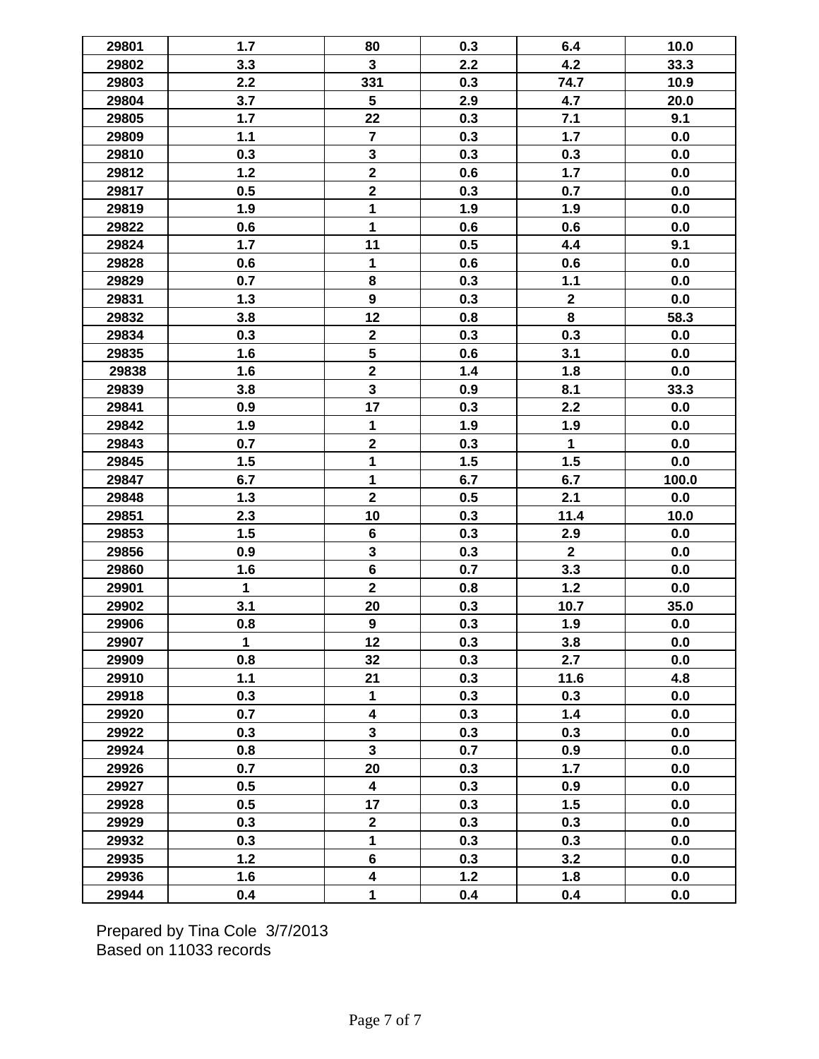| | | | | | |
|---|---|---|---|---|---|
| 29801 | 1.7 | 80 | 0.3 | 6.4 | 10.0 |
| 29802 | 3.3 | 3 | 2.2 | 4.2 | 33.3 |
| 29803 | 2.2 | 331 | 0.3 | 74.7 | 10.9 |
| 29804 | 3.7 | 5 | 2.9 | 4.7 | 20.0 |
| 29805 | 1.7 | 22 | 0.3 | 7.1 | 9.1 |
| 29809 | 1.1 | 7 | 0.3 | 1.7 | 0.0 |
| 29810 | 0.3 | 3 | 0.3 | 0.3 | 0.0 |
| 29812 | 1.2 | 2 | 0.6 | 1.7 | 0.0 |
| 29817 | 0.5 | 2 | 0.3 | 0.7 | 0.0 |
| 29819 | 1.9 | 1 | 1.9 | 1.9 | 0.0 |
| 29822 | 0.6 | 1 | 0.6 | 0.6 | 0.0 |
| 29824 | 1.7 | 11 | 0.5 | 4.4 | 9.1 |
| 29828 | 0.6 | 1 | 0.6 | 0.6 | 0.0 |
| 29829 | 0.7 | 8 | 0.3 | 1.1 | 0.0 |
| 29831 | 1.3 | 9 | 0.3 | 2 | 0.0 |
| 29832 | 3.8 | 12 | 0.8 | 8 | 58.3 |
| 29834 | 0.3 | 2 | 0.3 | 0.3 | 0.0 |
| 29835 | 1.6 | 5 | 0.6 | 3.1 | 0.0 |
| 29838 | 1.6 | 2 | 1.4 | 1.8 | 0.0 |
| 29839 | 3.8 | 3 | 0.9 | 8.1 | 33.3 |
| 29841 | 0.9 | 17 | 0.3 | 2.2 | 0.0 |
| 29842 | 1.9 | 1 | 1.9 | 1.9 | 0.0 |
| 29843 | 0.7 | 2 | 0.3 | 1 | 0.0 |
| 29845 | 1.5 | 1 | 1.5 | 1.5 | 0.0 |
| 29847 | 6.7 | 1 | 6.7 | 6.7 | 100.0 |
| 29848 | 1.3 | 2 | 0.5 | 2.1 | 0.0 |
| 29851 | 2.3 | 10 | 0.3 | 11.4 | 10.0 |
| 29853 | 1.5 | 6 | 0.3 | 2.9 | 0.0 |
| 29856 | 0.9 | 3 | 0.3 | 2 | 0.0 |
| 29860 | 1.6 | 6 | 0.7 | 3.3 | 0.0 |
| 29901 | 1 | 2 | 0.8 | 1.2 | 0.0 |
| 29902 | 3.1 | 20 | 0.3 | 10.7 | 35.0 |
| 29906 | 0.8 | 9 | 0.3 | 1.9 | 0.0 |
| 29907 | 1 | 12 | 0.3 | 3.8 | 0.0 |
| 29909 | 0.8 | 32 | 0.3 | 2.7 | 0.0 |
| 29910 | 1.1 | 21 | 0.3 | 11.6 | 4.8 |
| 29918 | 0.3 | 1 | 0.3 | 0.3 | 0.0 |
| 29920 | 0.7 | 4 | 0.3 | 1.4 | 0.0 |
| 29922 | 0.3 | 3 | 0.3 | 0.3 | 0.0 |
| 29924 | 0.8 | 3 | 0.7 | 0.9 | 0.0 |
| 29926 | 0.7 | 20 | 0.3 | 1.7 | 0.0 |
| 29927 | 0.5 | 4 | 0.3 | 0.9 | 0.0 |
| 29928 | 0.5 | 17 | 0.3 | 1.5 | 0.0 |
| 29929 | 0.3 | 2 | 0.3 | 0.3 | 0.0 |
| 29932 | 0.3 | 1 | 0.3 | 0.3 | 0.0 |
| 29935 | 1.2 | 6 | 0.3 | 3.2 | 0.0 |
| 29936 | 1.6 | 4 | 1.2 | 1.8 | 0.0 |
| 29944 | 0.4 | 1 | 0.4 | 0.4 | 0.0 |

Prepared by Tina Cole 3/7/2013
Based on 11033 records